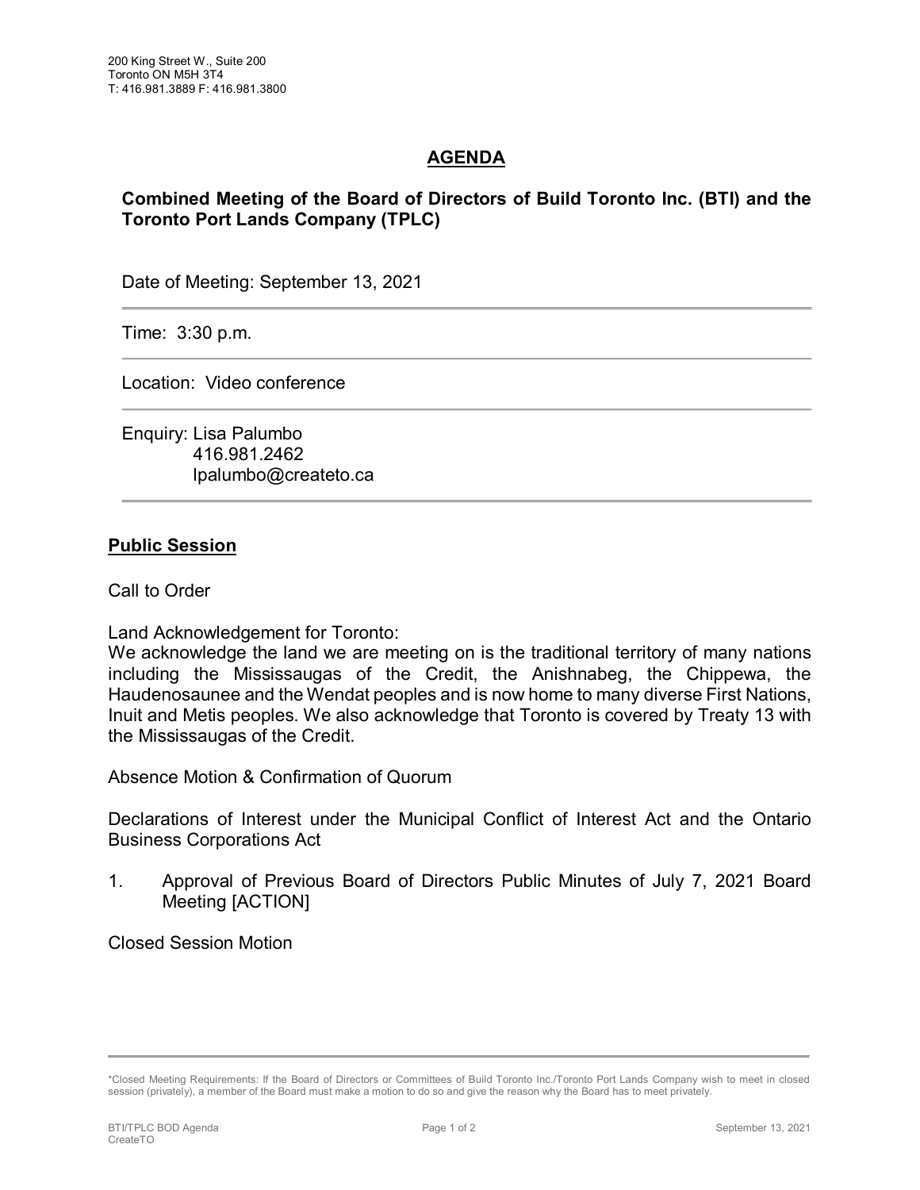200 King Street W., Suite 200
Toronto ON M5H 3T4
T: 416.981.3889 F: 416.981.3800

# AGENDA

## Combined Meeting of the Board of Directors of Build Toronto Inc. (BTI) and the Toronto Port Lands Company (TPLC)

Date of Meeting: September 13, 2021

---

Time: 3:30 p.m.

---

Location: Video conference

---

Enquiry: Lisa Palumbo
416.981.2462
lpalumbo@createto.ca

---

**Public Session**

Call to Order

Land Acknowledgement for Toronto:
We acknowledge the land we are meeting on is the traditional territory of many nations including the Mississaugas of the Credit, the Anishnabeg, the Chippewa, the Haudenosaunee and the Wendat peoples and is now home to many diverse First Nations, Inuit and Metis peoples. We also acknowledge that Toronto is covered by Treaty 13 with the Mississaugas of the Credit.

Absence Motion & Confirmation of Quorum

Declarations of Interest under the Municipal Conflict of Interest Act and the Ontario Business Corporations Act

1. Approval of Previous Board of Directors Public Minutes of July 7, 2021 Board Meeting [ACTION]

Closed Session Motion

---

*Closed Meeting Requirements: If the Board of Directors or Committees of Build Toronto Inc./Toronto Port Lands Company wish to meet in closed session (privately), a member of the Board must make a motion to do so and give the reason why the Board has to meet privately.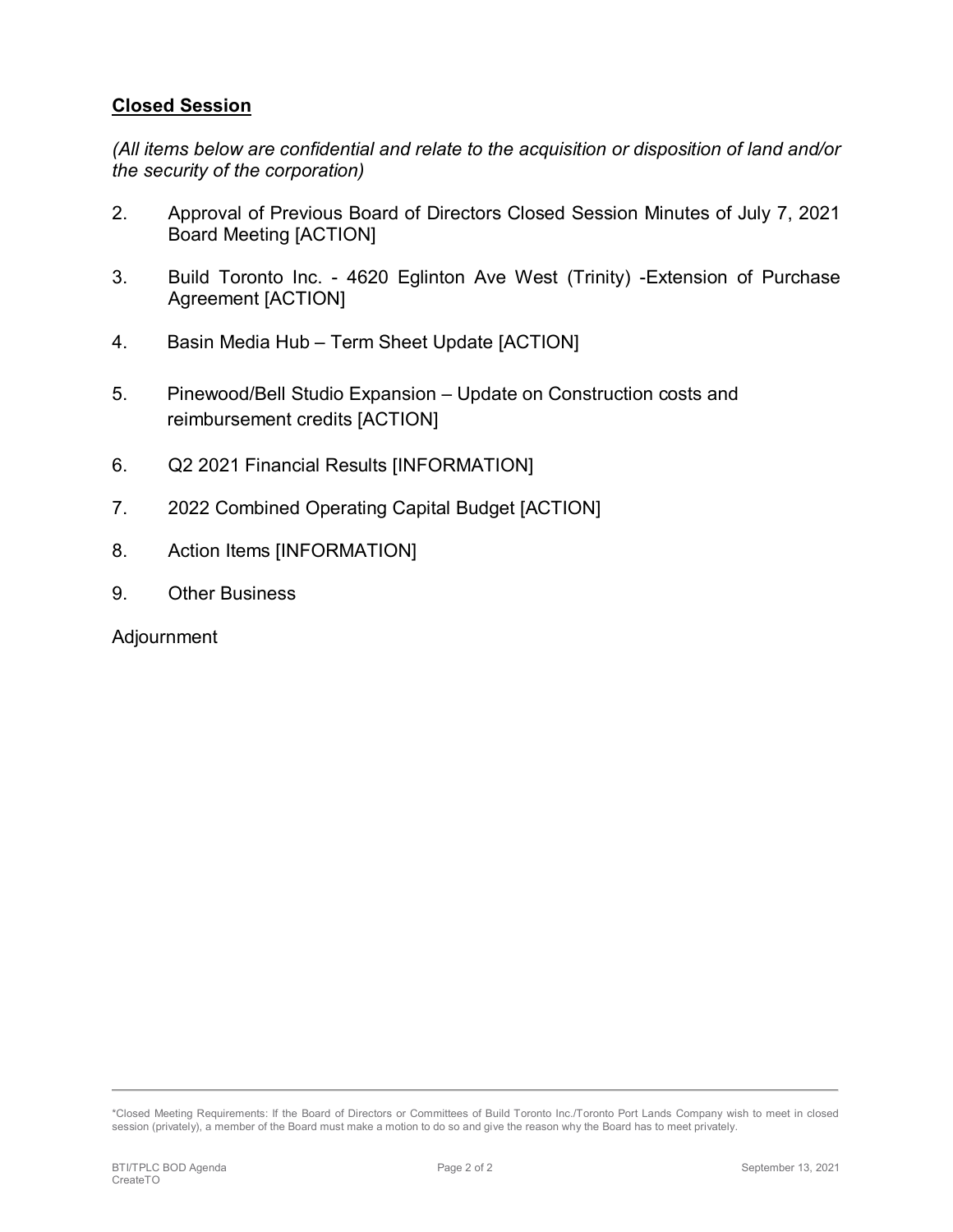## **Closed Session**

*(All items below are confidential and relate to the acquisition or disposition of land and/or the security of the corporation)*

2. Approval of Previous Board of Directors Closed Session Minutes of July 7, 2021 Board Meeting [ACTION]

3. Build Toronto Inc. - 4620 Eglinton Ave West (Trinity) -Extension of Purchase Agreement [ACTION]

4. Basin Media Hub – Term Sheet Update [ACTION]

5. Pinewood/Bell Studio Expansion – Update on Construction costs and reimbursement credits [ACTION]

6. Q2 2021 Financial Results [INFORMATION]

7. 2022 Combined Operating Capital Budget [ACTION]

8. Action Items [INFORMATION]

9. Other Business

Adjournment

---

*Closed Meeting Requirements: If the Board of Directors or Committees of Build Toronto Inc./Toronto Port Lands Company wish to meet in closed session (privately), a member of the Board must make a motion to do so and give the reason why the Board has to meet privately.